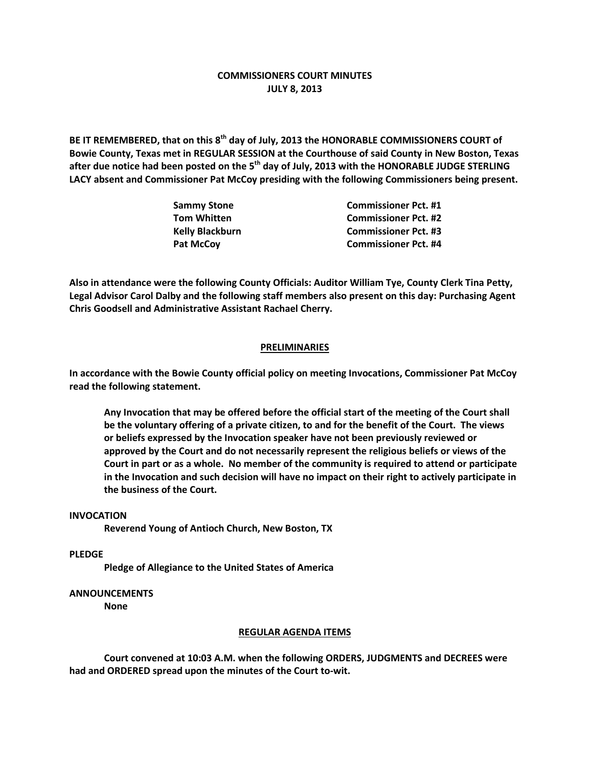# COMMISSIONERS COURT MINUTES
# JULY 8, 2013

**BE IT REMEMBERED, that on this 8th day of July, 2013 the HONORABLE COMMISSIONERS COURT of Bowie County, Texas met in REGULAR SESSION at the Courthouse of said County in New Boston, Texas after due notice had been posted on the 5th day of July, 2013 with the HONORABLE JUDGE STERLING LACY absent and Commissioner Pat McCoy presiding with the following Commissioners being present.**

| | |
|---|---|
| **Sammy Stone** | **Commissioner Pct. #1** |
| **Tom Whitten** | **Commissioner Pct. #2** |
| **Kelly Blackburn** | **Commissioner Pct. #3** |
| **Pat McCoy** | **Commissioner Pct. #4** |

**Also in attendance were the following County Officials: Auditor William Tye, County Clerk Tina Petty, Legal Advisor Carol Dalby and the following staff members also present on this day: Purchasing Agent Chris Goodsell and Administrative Assistant Rachael Cherry.**

## PRELIMINARIES

**In accordance with the Bowie County official policy on meeting Invocations, Commissioner Pat McCoy read the following statement.**

> **Any Invocation that may be offered before the official start of the meeting of the Court shall be the voluntary offering of a private citizen, to and for the benefit of the Court. The views or beliefs expressed by the Invocation speaker have not been previously reviewed or approved by the Court and do not necessarily represent the religious beliefs or views of the Court in part or as a whole. No member of the community is required to attend or participate in the Invocation and such decision will have no impact on their right to actively participate in the business of the Court.**

**INVOCATION**

**Reverend Young of Antioch Church, New Boston, TX**

**PLEDGE**

**Pledge of Allegiance to the United States of America**

**ANNOUNCEMENTS**

**None**

## REGULAR AGENDA ITEMS

**Court convened at 10:03 A.M. when the following ORDERS, JUDGMENTS and DECREES were had and ORDERED spread upon the minutes of the Court to-wit.**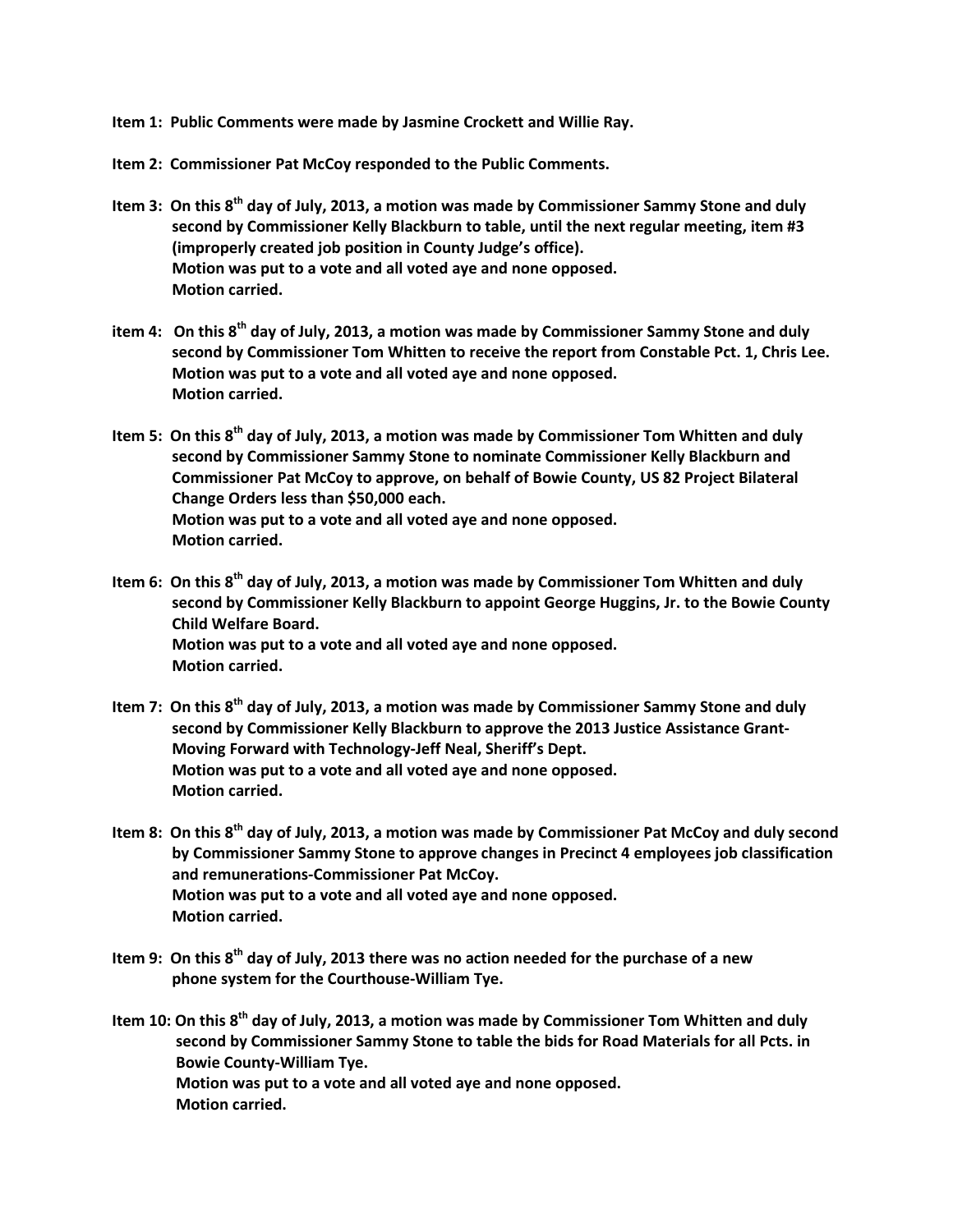**Item 1: Public Comments were made by Jasmine Crockett and Willie Ray.**

**Item 2: Commissioner Pat McCoy responded to the Public Comments.**

**Item 3: On this 8th day of July, 2013, a motion was made by Commissioner Sammy Stone and duly second by Commissioner Kelly Blackburn to table, until the next regular meeting, item #3 (improperly created job position in County Judge's office).**
**Motion was put to a vote and all voted aye and none opposed.**
**Motion carried.**

**item 4: On this 8th day of July, 2013, a motion was made by Commissioner Sammy Stone and duly second by Commissioner Tom Whitten to receive the report from Constable Pct. 1, Chris Lee.**
**Motion was put to a vote and all voted aye and none opposed.**
**Motion carried.**

**Item 5: On this 8th day of July, 2013, a motion was made by Commissioner Tom Whitten and duly second by Commissioner Sammy Stone to nominate Commissioner Kelly Blackburn and Commissioner Pat McCoy to approve, on behalf of Bowie County, US 82 Project Bilateral Change Orders less than $50,000 each.**
**Motion was put to a vote and all voted aye and none opposed.**
**Motion carried.**

**Item 6: On this 8th day of July, 2013, a motion was made by Commissioner Tom Whitten and duly second by Commissioner Kelly Blackburn to appoint George Huggins, Jr. to the Bowie County Child Welfare Board.**
**Motion was put to a vote and all voted aye and none opposed.**
**Motion carried.**

**Item 7: On this 8th day of July, 2013, a motion was made by Commissioner Sammy Stone and duly second by Commissioner Kelly Blackburn to approve the 2013 Justice Assistance Grant-Moving Forward with Technology-Jeff Neal, Sheriff's Dept.**
**Motion was put to a vote and all voted aye and none opposed.**
**Motion carried.**

**Item 8: On this 8th day of July, 2013, a motion was made by Commissioner Pat McCoy and duly second by Commissioner Sammy Stone to approve changes in Precinct 4 employees job classification and remunerations-Commissioner Pat McCoy.**
**Motion was put to a vote and all voted aye and none opposed.**
**Motion carried.**

**Item 9: On this 8th day of July, 2013 there was no action needed for the purchase of a new phone system for the Courthouse-William Tye.**

**Item 10: On this 8th day of July, 2013, a motion was made by Commissioner Tom Whitten and duly second by Commissioner Sammy Stone to table the bids for Road Materials for all Pcts. in Bowie County-William Tye.**
**Motion was put to a vote and all voted aye and none opposed.**
**Motion carried.**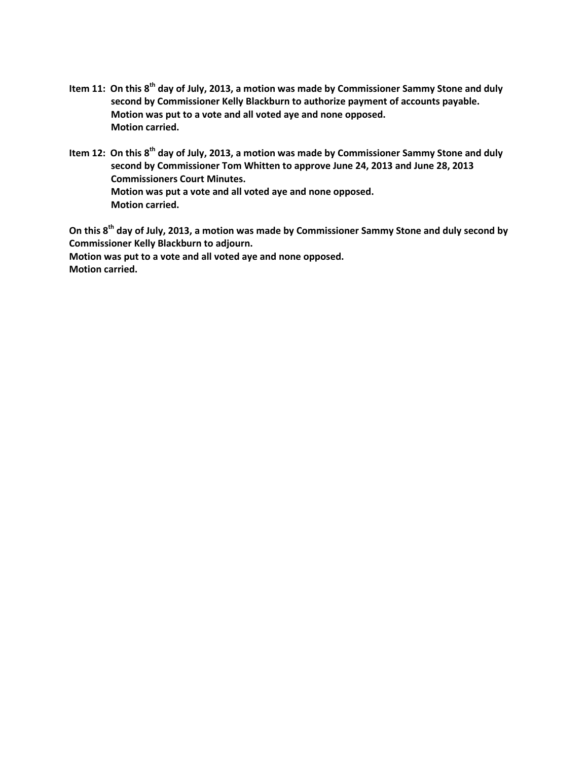**Item 11: On this 8th day of July, 2013, a motion was made by Commissioner Sammy Stone and duly second by Commissioner Kelly Blackburn to authorize payment of accounts payable.**
**Motion was put to a vote and all voted aye and none opposed.**
**Motion carried.**

**Item 12: On this 8th day of July, 2013, a motion was made by Commissioner Sammy Stone and duly second by Commissioner Tom Whitten to approve June 24, 2013 and June 28, 2013 Commissioners Court Minutes.**
**Motion was put a vote and all voted aye and none opposed.**
**Motion carried.**

**On this 8th day of July, 2013, a motion was made by Commissioner Sammy Stone and duly second by Commissioner Kelly Blackburn to adjourn.**
**Motion was put to a vote and all voted aye and none opposed.**
**Motion carried.**